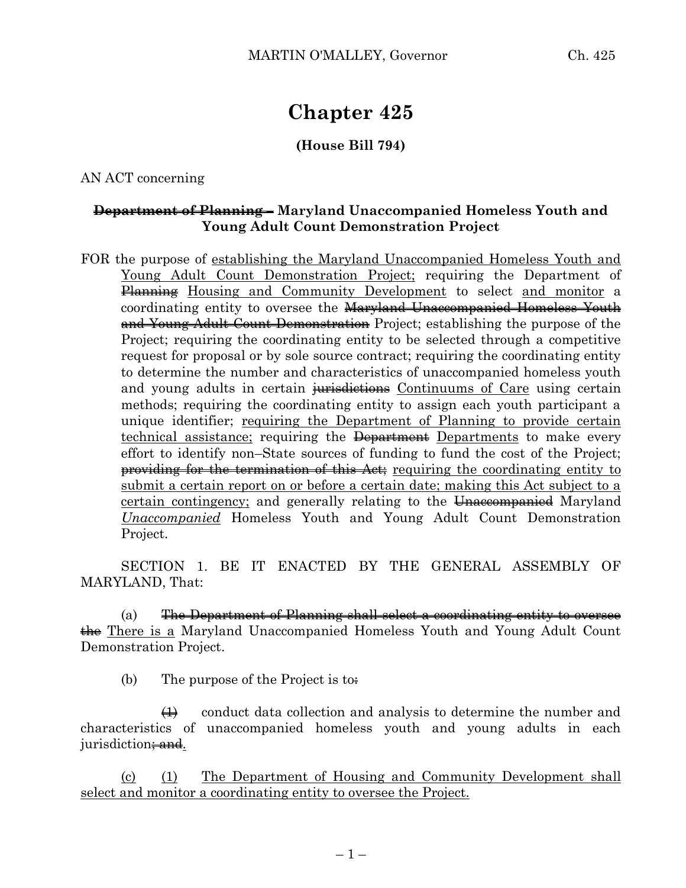# Chapter 425

**(House Bill 794)**

AN ACT concerning

**~~Department of Planning –~~ Maryland Unaccompanied Homeless Youth and Young Adult Count Demonstration Project**

FOR the purpose of <u>establishing the Maryland Unaccompanied Homeless Youth and Young Adult Count Demonstration Project;</u> requiring the Department of ~~Planning~~ <u>Housing and Community Development</u> to select <u>and monitor</u> a coordinating entity to oversee the ~~Maryland Unaccompanied Homeless Youth and Young Adult Count Demonstration~~ Project; establishing the purpose of the Project; requiring the coordinating entity to be selected through a competitive request for proposal or by sole source contract; requiring the coordinating entity to determine the number and characteristics of unaccompanied homeless youth and young adults in certain ~~jurisdictions~~ <u>Continuums of Care</u> using certain methods; requiring the coordinating entity to assign each youth participant a unique identifier; <u>requiring the Department of Planning to provide certain technical assistance;</u> requiring the ~~Department~~ <u>Departments</u> to make every effort to identify non–State sources of funding to fund the cost of the Project; ~~providing for the termination of this Act;~~ <u>requiring the coordinating entity to submit a certain report on or before a certain date; making this Act subject to a certain contingency;</u> and generally relating to the ~~Unaccompanied~~ Maryland *<u>Unaccompanied</u>* Homeless Youth and Young Adult Count Demonstration Project.

SECTION 1. BE IT ENACTED BY THE GENERAL ASSEMBLY OF MARYLAND, That:

(a) ~~The Department of Planning shall select a coordinating entity to oversee the~~ <u>There is a</u> Maryland Unaccompanied Homeless Youth and Young Adult Count Demonstration Project.

(b) The purpose of the Project is to~~:~~

~~(1)~~ conduct data collection and analysis to determine the number and characteristics of unaccompanied homeless youth and young adults in each jurisdiction~~; and~~<u>.</u>

<u>(c)</u> <u>(1)</u> <u>The Department of Housing and Community Development shall select and monitor a coordinating entity to oversee the Project.</u>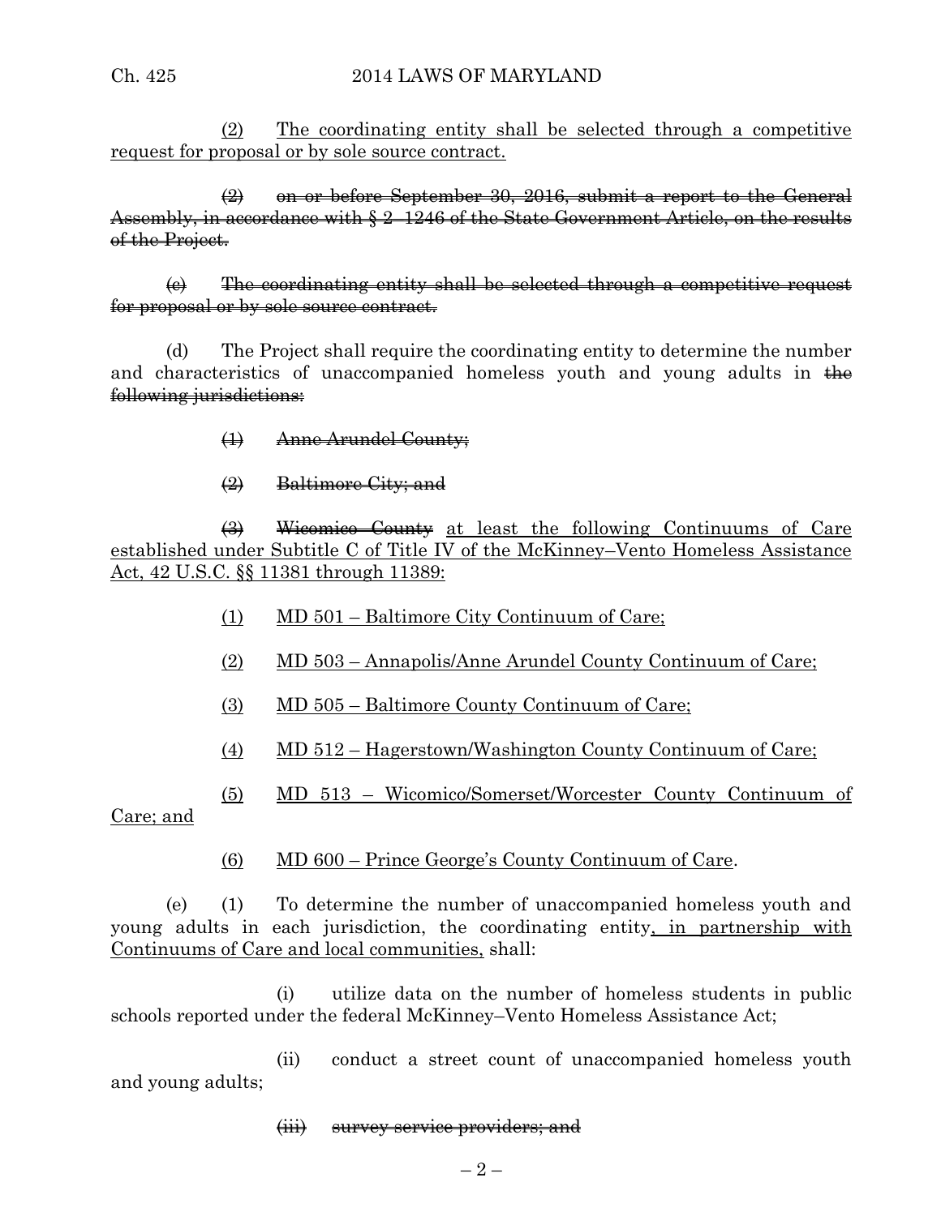(2) The coordinating entity shall be selected through a competitive request for proposal or by sole source contract.

~~(2) on or before September 30, 2016, submit a report to the General Assembly, in accordance with § 2–1246 of the State Government Article, on the results of the Project.~~

~~(c) The coordinating entity shall be selected through a competitive request for proposal or by sole source contract.~~

(d) The Project shall require the coordinating entity to determine the number and characteristics of unaccompanied homeless youth and young adults in ~~the following jurisdictions:~~

~~(1) Anne Arundel County;~~

~~(2) Baltimore City; and~~

~~(3) Wicomico County~~ at least the following Continuums of Care established under Subtitle C of Title IV of the McKinney–Vento Homeless Assistance Act, 42 U.S.C. §§ 11381 through 11389:

(1) MD 501 – Baltimore City Continuum of Care;

(2) MD 503 – Annapolis/Anne Arundel County Continuum of Care;

(3) MD 505 – Baltimore County Continuum of Care;

(4) MD 512 – Hagerstown/Washington County Continuum of Care;

(5) MD 513 – Wicomico/Somerset/Worcester County Continuum of Care; and

(6) MD 600 – Prince George's County Continuum of Care.

(e) (1) To determine the number of unaccompanied homeless youth and young adults in each jurisdiction, the coordinating entity, in partnership with Continuums of Care and local communities, shall:

(i) utilize data on the number of homeless students in public schools reported under the federal McKinney–Vento Homeless Assistance Act;

(ii) conduct a street count of unaccompanied homeless youth and young adults;

~~(iii) survey service providers; and~~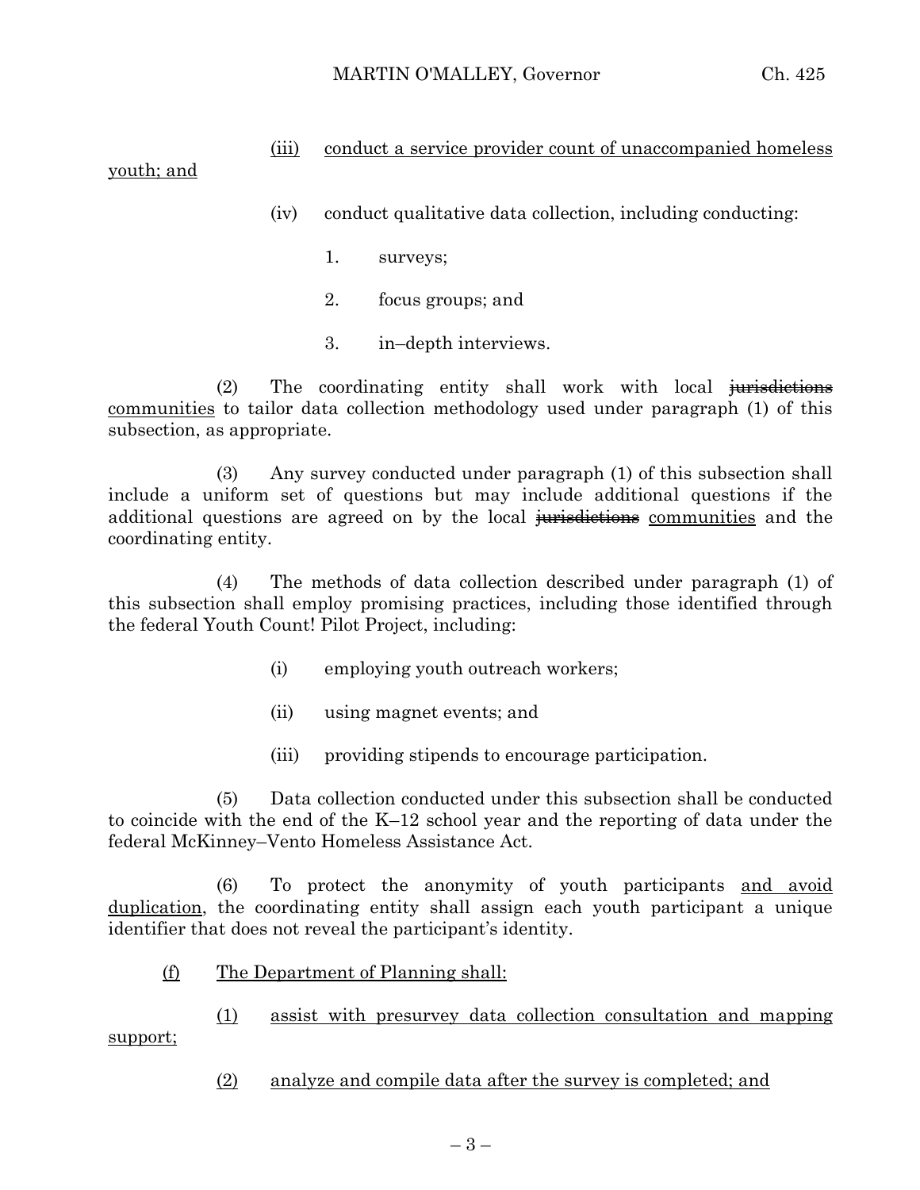(iii) conduct a service provider count of unaccompanied homeless youth; and

(iv) conduct qualitative data collection, including conducting:

1. surveys;

2. focus groups; and

3. in–depth interviews.

(2) The coordinating entity shall work with local ~~jurisdictions~~ communities to tailor data collection methodology used under paragraph (1) of this subsection, as appropriate.

(3) Any survey conducted under paragraph (1) of this subsection shall include a uniform set of questions but may include additional questions if the additional questions are agreed on by the local ~~jurisdictions~~ communities and the coordinating entity.

(4) The methods of data collection described under paragraph (1) of this subsection shall employ promising practices, including those identified through the federal Youth Count! Pilot Project, including:

(i) employing youth outreach workers;

(ii) using magnet events; and

(iii) providing stipends to encourage participation.

(5) Data collection conducted under this subsection shall be conducted to coincide with the end of the K–12 school year and the reporting of data under the federal McKinney–Vento Homeless Assistance Act.

(6) To protect the anonymity of youth participants and avoid duplication, the coordinating entity shall assign each youth participant a unique identifier that does not reveal the participant's identity.

(f) The Department of Planning shall:

(1) assist with presurvey data collection consultation and mapping support;

(2) analyze and compile data after the survey is completed; and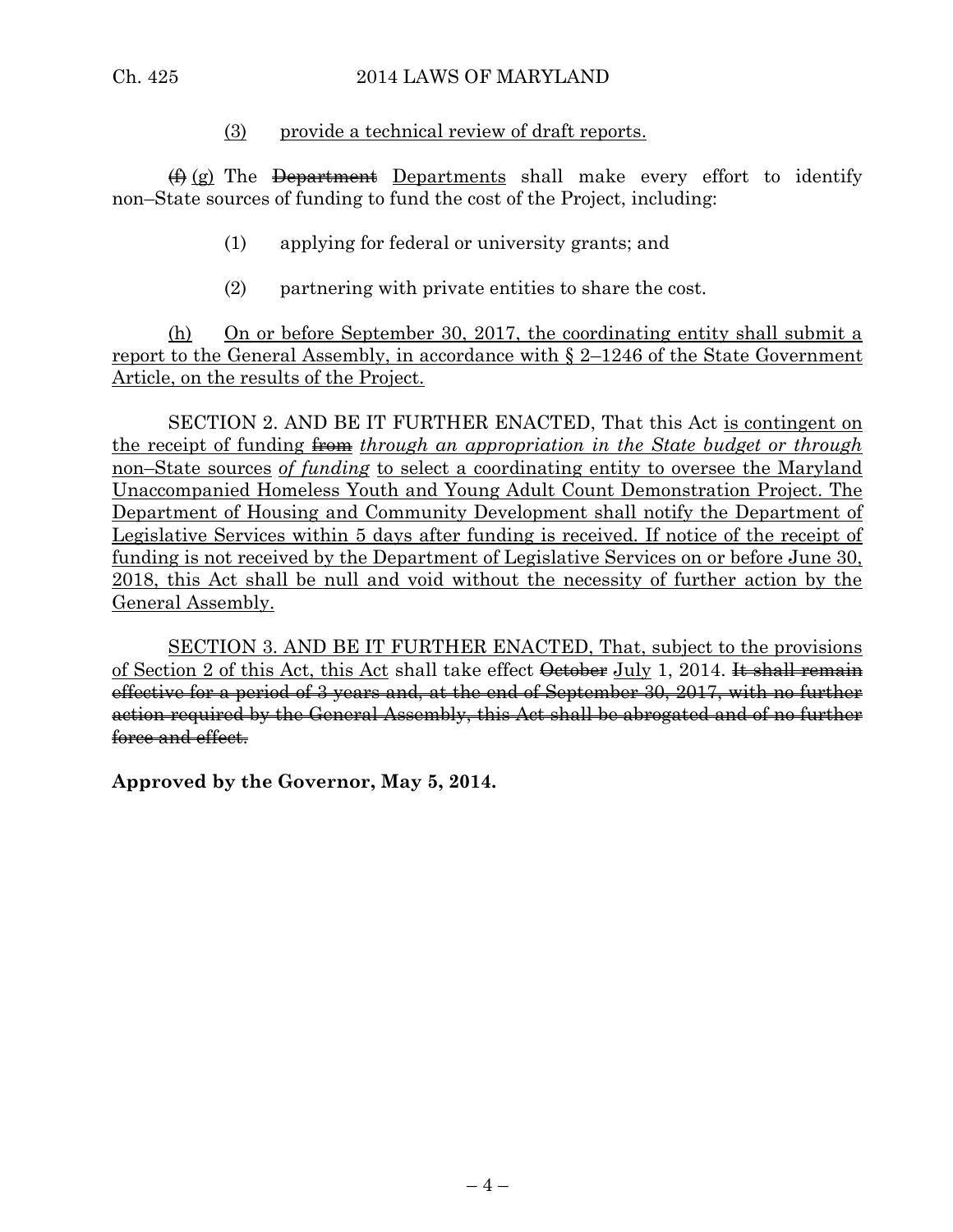(3) provide a technical review of draft reports.

~~(f)~~ (g) The ~~Department~~ Departments shall make every effort to identify non–State sources of funding to fund the cost of the Project, including:

(1) applying for federal or university grants; and

(2) partnering with private entities to share the cost.

(h) On or before September 30, 2017, the coordinating entity shall submit a report to the General Assembly, in accordance with § 2–1246 of the State Government Article, on the results of the Project.

SECTION 2. AND BE IT FURTHER ENACTED, That this Act is contingent on the receipt of funding ~~from~~ *through an appropriation in the State budget or through* non–State sources *of funding* to select a coordinating entity to oversee the Maryland Unaccompanied Homeless Youth and Young Adult Count Demonstration Project. The Department of Housing and Community Development shall notify the Department of Legislative Services within 5 days after funding is received. If notice of the receipt of funding is not received by the Department of Legislative Services on or before June 30, 2018, this Act shall be null and void without the necessity of further action by the General Assembly.

SECTION 3. AND BE IT FURTHER ENACTED, That, subject to the provisions of Section 2 of this Act, this Act shall take effect ~~October~~ July 1, 2014. ~~It shall remain effective for a period of 3 years and, at the end of September 30, 2017, with no further action required by the General Assembly, this Act shall be abrogated and of no further force and effect.~~

**Approved by the Governor, May 5, 2014.**